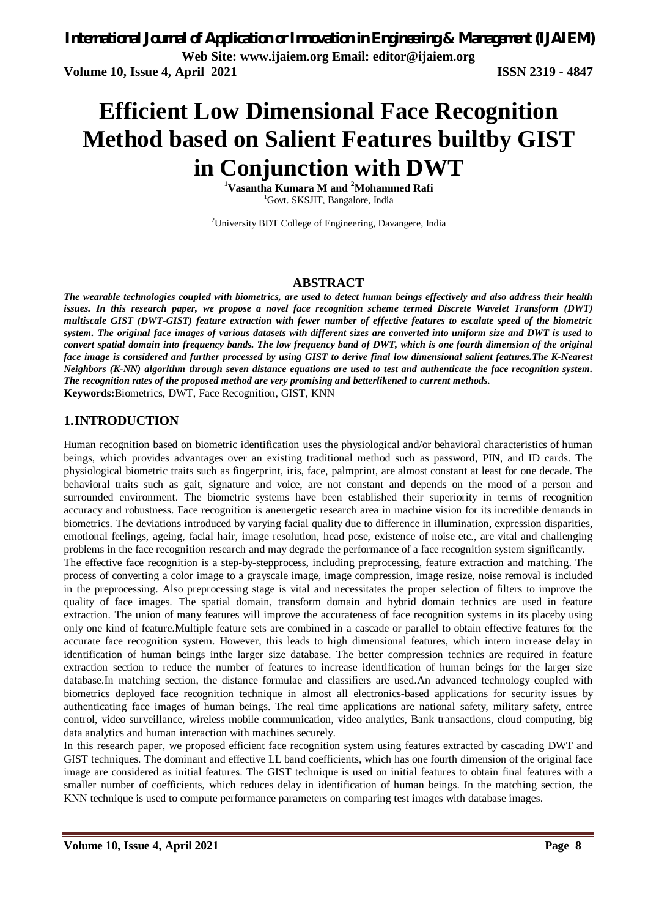# Efficient Low Dimensional Face Recognition Method based on Salient Features builtby GIST in Conjunction with DWT

[1]Vasantha Kumara M and [2]Mohammed Rafi

[1]Govt. SKSJIT, Bangalore, India

[2]University BDT College of Engineering, Davangere, India

## ABSTRACT

***The wearable technologies coupled with biometrics, are used to detect human beings effectively and also address their health issues. In this research paper, we propose a novel face recognition scheme termed Discrete Wavelet Transform (DWT) multiscale GIST (DWT-GIST) feature extraction with fewer number of effective features to escalate speed of the biometric system. The original face images of various datasets with different sizes are converted into uniform size and DWT is used to convert spatial domain into frequency bands. The low frequency band of DWT, which is one fourth dimension of the original face image is considered and further processed by using GIST to derive final low dimensional salient features.The K-Nearest Neighbors (K-NN) algorithm through seven distance equations are used to test and authenticate the face recognition system. The recognition rates of the proposed method are very promising and betterlikened to current methods.***

**Keywords:**Biometrics, DWT, Face Recognition, GIST, KNN

## 1. INTRODUCTION

Human recognition based on biometric identification uses the physiological and/or behavioral characteristics of human beings, which provides advantages over an existing traditional method such as password, PIN, and ID cards. The physiological biometric traits such as fingerprint, iris, face, palmprint, are almost constant at least for one decade. The behavioral traits such as gait, signature and voice, are not constant and depends on the mood of a person and surrounded environment. The biometric systems have been established their superiority in terms of recognition accuracy and robustness. Face recognition is anenergetic research area in machine vision for its incredible demands in biometrics. The deviations introduced by varying facial quality due to difference in illumination, expression disparities, emotional feelings, ageing, facial hair, image resolution, head pose, existence of noise etc., are vital and challenging problems in the face recognition research and may degrade the performance of a face recognition system significantly.

The effective face recognition is a step-by-stepprocess, including preprocessing, feature extraction and matching. The process of converting a color image to a grayscale image, image compression, image resize, noise removal is included in the preprocessing. Also preprocessing stage is vital and necessitates the proper selection of filters to improve the quality of face images. The spatial domain, transform domain and hybrid domain technics are used in feature extraction. The union of many features will improve the accurateness of face recognition systems in its placeby using only one kind of feature.Multiple feature sets are combined in a cascade or parallel to obtain effective features for the accurate face recognition system. However, this leads to high dimensional features, which intern increase delay in identification of human beings inthe larger size database. The better compression technics are required in feature extraction section to reduce the number of features to increase identification of human beings for the larger size database.In matching section, the distance formulae and classifiers are used.An advanced technology coupled with biometrics deployed face recognition technique in almost all electronics-based applications for security issues by authenticating face images of human beings. The real time applications are national safety, military safety, entree control, video surveillance, wireless mobile communication, video analytics, Bank transactions, cloud computing, big data analytics and human interaction with machines securely.

In this research paper, we proposed efficient face recognition system using features extracted by cascading DWT and GIST techniques. The dominant and effective LL band coefficients, which has one fourth dimension of the original face image are considered as initial features. The GIST technique is used on initial features to obtain final features with a smaller number of coefficients, which reduces delay in identification of human beings. In the matching section, the KNN technique is used to compute performance parameters on comparing test images with database images.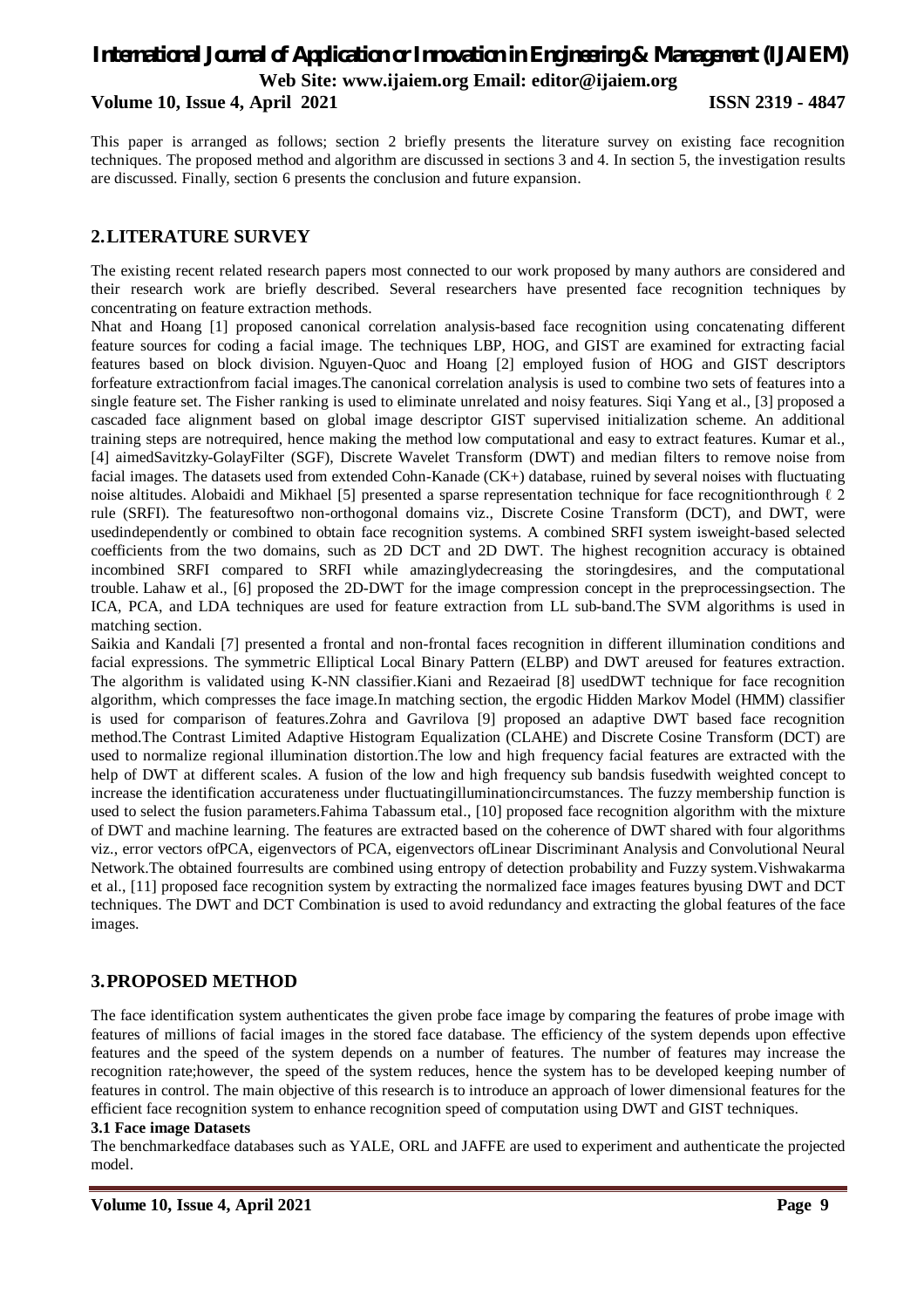This paper is arranged as follows; section 2 briefly presents the literature survey on existing face recognition techniques. The proposed method and algorithm are discussed in sections 3 and 4. In section 5, the investigation results are discussed. Finally, section 6 presents the conclusion and future expansion.

## 2. LITERATURE SURVEY

The existing recent related research papers most connected to our work proposed by many authors are considered and their research work are briefly described. Several researchers have presented face recognition techniques by concentrating on feature extraction methods.

Nhat and Hoang [1] proposed canonical correlation analysis-based face recognition using concatenating different feature sources for coding a facial image. The techniques LBP, HOG, and GIST are examined for extracting facial features based on block division. Nguyen-Quoc and Hoang [2] employed fusion of HOG and GIST descriptors forfeature extractionfrom facial images.The canonical correlation analysis is used to combine two sets of features into a single feature set. The Fisher ranking is used to eliminate unrelated and noisy features. Siqi Yang et al., [3] proposed a cascaded face alignment based on global image descriptor GIST supervised initialization scheme. An additional training steps are notrequired, hence making the method low computational and easy to extract features. Kumar et al., [4] aimedSavitzky-GolayFilter (SGF), Discrete Wavelet Transform (DWT) and median filters to remove noise from facial images. The datasets used from extended Cohn-Kanade (CK+) database, ruined by several noises with fluctuating noise altitudes. Alobaidi and Mikhael [5] presented a sparse representation technique for face recognitionthrough ℓ 2 rule (SRFI). The featuresoftwo non-orthogonal domains viz., Discrete Cosine Transform (DCT), and DWT, were usedindependently or combined to obtain face recognition systems. A combined SRFI system isweight-based selected coefficients from the two domains, such as 2D DCT and 2D DWT. The highest recognition accuracy is obtained incombined SRFI compared to SRFI while amazinglydecreasing the storingdesires, and the computational trouble. Lahaw et al., [6] proposed the 2D-DWT for the image compression concept in the preprocessingsection. The ICA, PCA, and LDA techniques are used for feature extraction from LL sub-band.The SVM algorithms is used in matching section.

Saikia and Kandali [7] presented a frontal and non-frontal faces recognition in different illumination conditions and facial expressions. The symmetric Elliptical Local Binary Pattern (ELBP) and DWT areused for features extraction. The algorithm is validated using K-NN classifier.Kiani and Rezaeirad [8] usedDWT technique for face recognition algorithm, which compresses the face image.In matching section, the ergodic Hidden Markov Model (HMM) classifier is used for comparison of features.Zohra and Gavrilova [9] proposed an adaptive DWT based face recognition method.The Contrast Limited Adaptive Histogram Equalization (CLAHE) and Discrete Cosine Transform (DCT) are used to normalize regional illumination distortion.The low and high frequency facial features are extracted with the help of DWT at different scales. A fusion of the low and high frequency sub bandsis fusedwith weighted concept to increase the identification accurateness under fluctuatingilluminationcircumstances. The fuzzy membership function is used to select the fusion parameters.Fahima Tabassum etal., [10] proposed face recognition algorithm with the mixture of DWT and machine learning. The features are extracted based on the coherence of DWT shared with four algorithms viz., error vectors ofPCA, eigenvectors of PCA, eigenvectors ofLinear Discriminant Analysis and Convolutional Neural Network.The obtained fourresults are combined using entropy of detection probability and Fuzzy system.Vishwakarma et al., [11] proposed face recognition system by extracting the normalized face images features byusing DWT and DCT techniques. The DWT and DCT Combination is used to avoid redundancy and extracting the global features of the face images.

## 3. PROPOSED METHOD

The face identification system authenticates the given probe face image by comparing the features of probe image with features of millions of facial images in the stored face database. The efficiency of the system depends upon effective features and the speed of the system depends on a number of features. The number of features may increase the recognition rate;however, the speed of the system reduces, hence the system has to be developed keeping number of features in control. The main objective of this research is to introduce an approach of lower dimensional features for the efficient face recognition system to enhance recognition speed of computation using DWT and GIST techniques.

### 3.1 Face image Datasets

The benchmarkedface databases such as YALE, ORL and JAFFE are used to experiment and authenticate the projected model.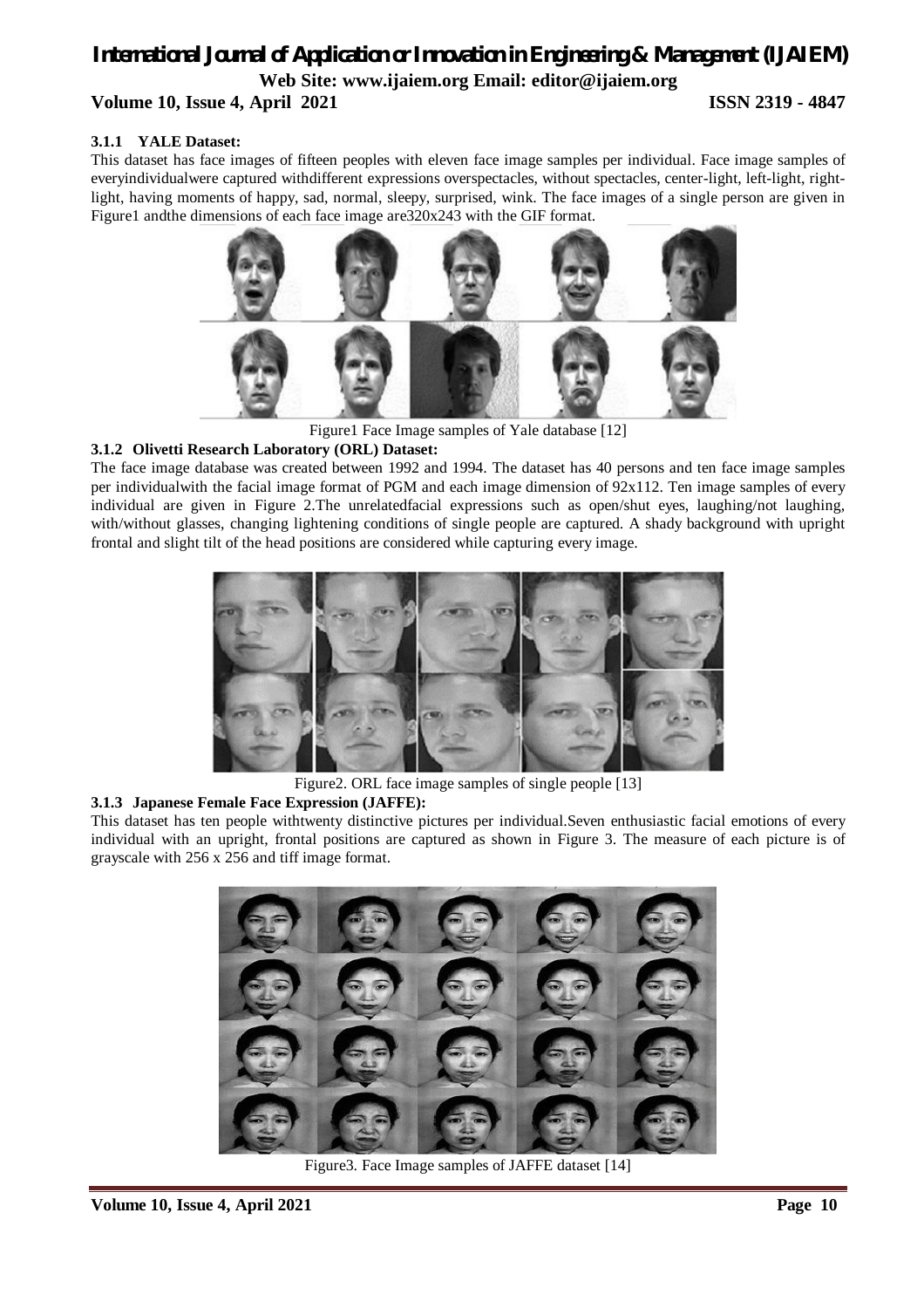### 3.1.1 YALE Dataset:

This dataset has face images of fifteen peoples with eleven face image samples per individual. Face image samples of everyindividualwere captured withdifferent expressions overspectacles, without spectacles, center-light, left-light, right-light, having moments of happy, sad, normal, sleepy, surprised, wink. The face images of a single person are given in Figure1 andthe dimensions of each face image are320x243 with the GIF format.

Figure1 Face Image samples of Yale database [12]

### 3.1.2 Olivetti Research Laboratory (ORL) Dataset:

The face image database was created between 1992 and 1994. The dataset has 40 persons and ten face image samples per individualwith the facial image format of PGM and each image dimension of 92x112. Ten image samples of every individual are given in Figure 2.The unrelatedfacial expressions such as open/shut eyes, laughing/not laughing, with/without glasses, changing lightening conditions of single people are captured. A shady background with upright frontal and slight tilt of the head positions are considered while capturing every image.

Figure2. ORL face image samples of single people [13]

### 3.1.3 Japanese Female Face Expression (JAFFE):

This dataset has ten people withtwenty distinctive pictures per individual.Seven enthusiastic facial emotions of every individual with an upright, frontal positions are captured as shown in Figure 3. The measure of each picture is of grayscale with 256 x 256 and tiff image format.

Figure3. Face Image samples of JAFFE dataset [14]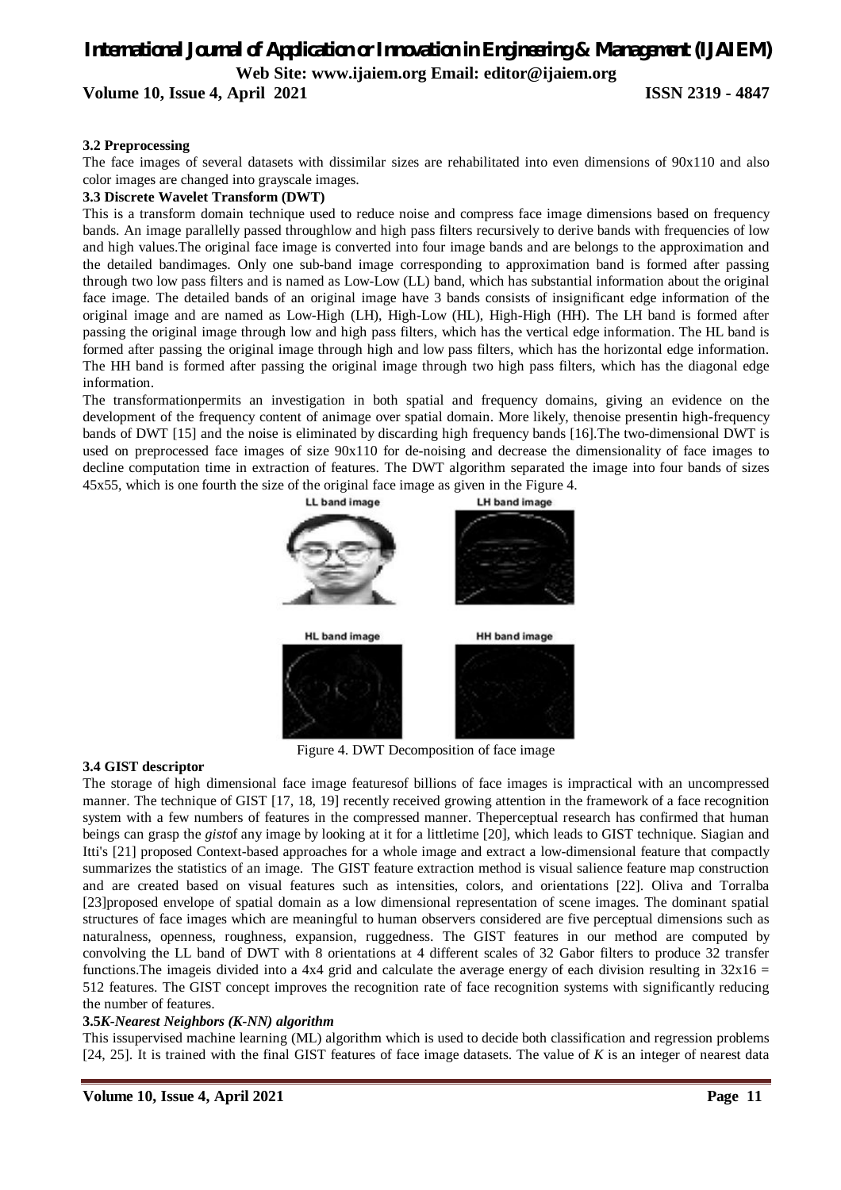### 3.2 Preprocessing

The face images of several datasets with dissimilar sizes are rehabilitated into even dimensions of 90x110 and also color images are changed into grayscale images.

### 3.3 Discrete Wavelet Transform (DWT)

This is a transform domain technique used to reduce noise and compress face image dimensions based on frequency bands. An image parallelly passed throughlow and high pass filters recursively to derive bands with frequencies of low and high values.The original face image is converted into four image bands and are belongs to the approximation and the detailed bandimages. Only one sub-band image corresponding to approximation band is formed after passing through two low pass filters and is named as Low-Low (LL) band, which has substantial information about the original face image. The detailed bands of an original image have 3 bands consists of insignificant edge information of the original image and are named as Low-High (LH), High-Low (HL), High-High (HH). The LH band is formed after passing the original image through low and high pass filters, which has the vertical edge information. The HL band is formed after passing the original image through high and low pass filters, which has the horizontal edge information. The HH band is formed after passing the original image through two high pass filters, which has the diagonal edge information.

The transformationpermits an investigation in both spatial and frequency domains, giving an evidence on the development of the frequency content of animage over spatial domain. More likely, thenoise presentin high-frequency bands of DWT [15] and the noise is eliminated by discarding high frequency bands [16].The two-dimensional DWT is used on preprocessed face images of size 90x110 for de-noising and decrease the dimensionality of face images to decline computation time in extraction of features. The DWT algorithm separated the image into four bands of sizes 45x55, which is one fourth the size of the original face image as given in the Figure 4.

Figure 4. DWT Decomposition of face image

### 3.4 GIST descriptor

The storage of high dimensional face image featuresof billions of face images is impractical with an uncompressed manner. The technique of GIST [17, 18, 19] recently received growing attention in the framework of a face recognition system with a few numbers of features in the compressed manner. Theperceptual research has confirmed that human beings can grasp the *gist*of any image by looking at it for a littletime [20], which leads to GIST technique. Siagian and Itti's [21] proposed Context-based approaches for a whole image and extract a low-dimensional feature that compactly summarizes the statistics of an image. The GIST feature extraction method is visual salience feature map construction and are created based on visual features such as intensities, colors, and orientations [22]. Oliva and Torralba [23]proposed envelope of spatial domain as a low dimensional representation of scene images. The dominant spatial structures of face images which are meaningful to human observers considered are five perceptual dimensions such as naturalness, openness, roughness, expansion, ruggedness. The GIST features in our method are computed by convolving the LL band of DWT with 8 orientations at 4 different scales of 32 Gabor filters to produce 32 transfer functions.The imageis divided into a 4x4 grid and calculate the average energy of each division resulting in $32x16 = 512$ features. The GIST concept improves the recognition rate of face recognition systems with significantly reducing the number of features.

### 3.5*K-Nearest Neighbors (K-NN) algorithm*

This issupervised machine learning (ML) algorithm which is used to decide both classification and regression problems [24, 25]. It is trained with the final GIST features of face image datasets. The value of *K* is an integer of nearest data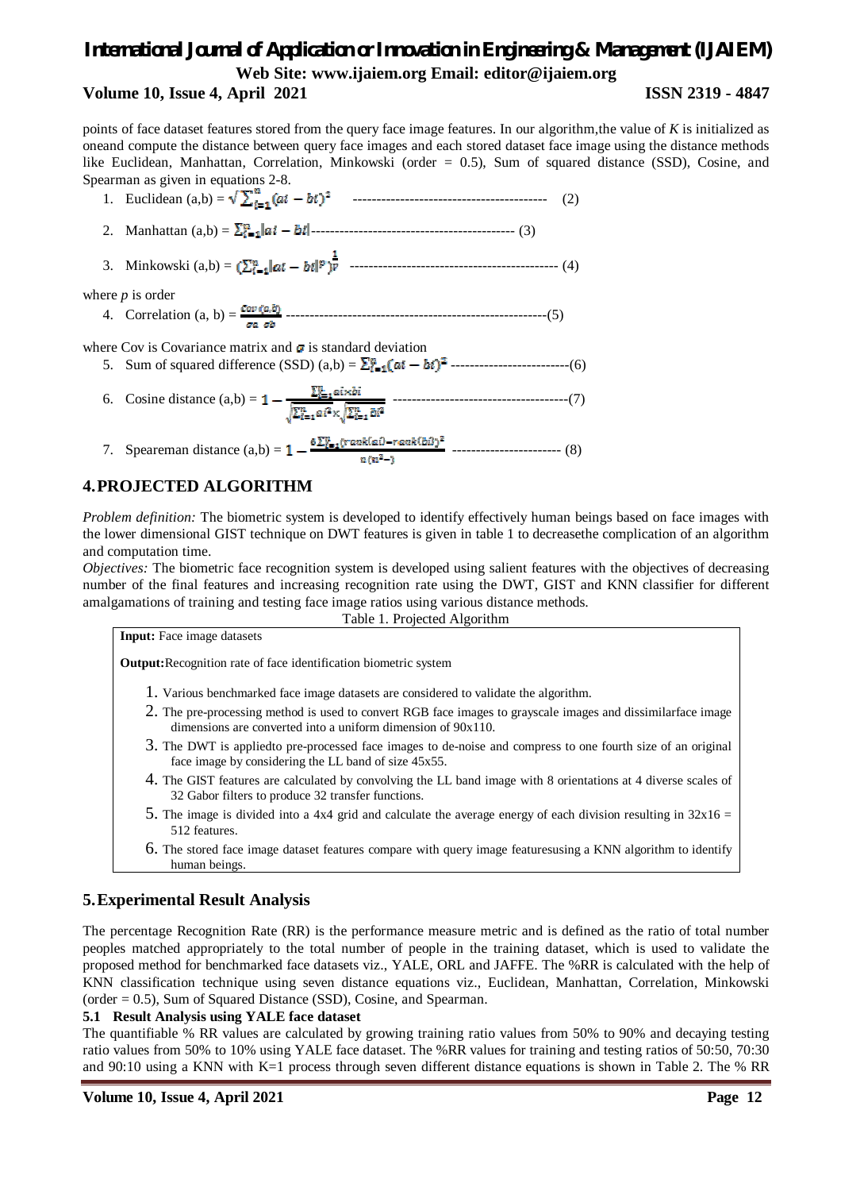points of face dataset features stored from the query face image features. In our algorithm,the value of *K* is initialized as oneand compute the distance between query face images and each stored dataset face image using the distance methods like Euclidean, Manhattan, Correlation, Minkowski (order = 0.5), Sum of squared distance (SSD), Cosine, and Spearman as given in equations 2-8.

1. Euclidean (a,b) = $\sqrt{\sum_{i=1}^{n}(ai - bi)^2}$ ------------------------------------------ (2)
2. Manhattan (a,b) = $\sum_{i=1}^{n}|ai - bi|$------------------------------------------- (3)
3. Minkowski (a,b) = $(\sum_{i=1}^{n}|ai - bi|^p)^{\frac{1}{p}}$ -------------------------------------------- (4)

where *p* is order

4. Correlation (a, b) = $\frac{Cov(a,b)}{\sigma a \ \sigma b}$ --------------------------------------------------------(5)

where Cov is Covariance matrix and $\sigma$ is standard deviation

5. Sum of squared difference (SSD) (a,b) = $\sum_{i=1}^{n}(ai - bi)^2$ -------------------------(6)
6. Cosine distance (a,b) = $1 - \frac{\sum_{i=1}^{n} ai \times bi}{\sqrt{\sum_{i=1}^{n} ai^2} \times \sqrt{\sum_{i=1}^{n} bi^2}}$ -------------------------------------(7)
7. Speareman distance (a,b) = $1 - \frac{6\sum_{i=1}^{n}(rank(ai) - rank(bi))^2}{n(n^2-1)}$ ----------------------- (8)

## 4.PROJECTED ALGORITHM

*Problem definition:* The biometric system is developed to identify effectively human beings based on face images with the lower dimensional GIST technique on DWT features is given in table 1 to decreasethe complication of an algorithm and computation time.

*Objectives:* The biometric face recognition system is developed using salient features with the objectives of decreasing number of the final features and increasing recognition rate using the DWT, GIST and KNN classifier for different amalgamations of training and testing face image ratios using various distance methods.

Table 1. Projected Algorithm

**Input:** Face image datasets

**Output:**Recognition rate of face identification biometric system

1. Various benchmarked face image datasets are considered to validate the algorithm.
2. The pre-processing method is used to convert RGB face images to grayscale images and dissimilarface image dimensions are converted into a uniform dimension of 90x110.
3. The DWT is appliedto pre-processed face images to de-noise and compress to one fourth size of an original face image by considering the LL band of size 45x55.
4. The GIST features are calculated by convolving the LL band image with 8 orientations at 4 diverse scales of 32 Gabor filters to produce 32 transfer functions.
5. The image is divided into a 4x4 grid and calculate the average energy of each division resulting in 32x16 = 512 features.
6. The stored face image dataset features compare with query image featuresusing a KNN algorithm to identify human beings.

## 5.Experimental Result Analysis

The percentage Recognition Rate (RR) is the performance measure metric and is defined as the ratio of total number peoples matched appropriately to the total number of people in the training dataset, which is used to validate the proposed method for benchmarked face datasets viz., YALE, ORL and JAFFE. The %RR is calculated with the help of KNN classification technique using seven distance equations viz., Euclidean, Manhattan, Correlation, Minkowski (order = 0.5), Sum of Squared Distance (SSD), Cosine, and Spearman.

### 5.1 Result Analysis using YALE face dataset

The quantifiable % RR values are calculated by growing training ratio values from 50% to 90% and decaying testing ratio values from 50% to 10% using YALE face dataset. The %RR values for training and testing ratios of 50:50, 70:30 and 90:10 using a KNN with K=1 process through seven different distance equations is shown in Table 2. The % RR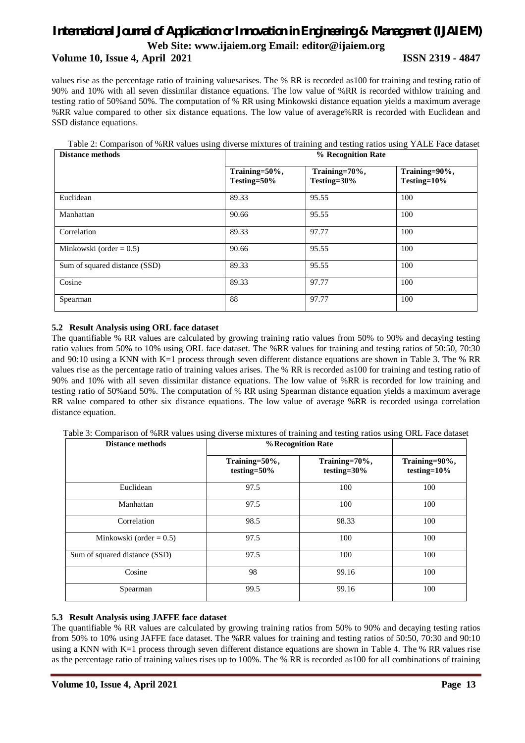values rise as the percentage ratio of training valuesarises. The % RR is recorded as100 for training and testing ratio of 90% and 10% with all seven dissimilar distance equations. The low value of %RR is recorded withlow training and testing ratio of 50%and 50%. The computation of % RR using Minkowski distance equation yields a maximum average %RR value compared to other six distance equations. The low value of average%RR is recorded with Euclidean and SSD distance equations.

Table 2: Comparison of %RR values using diverse mixtures of training and testing ratios using YALE Face dataset

| Distance methods | % Recognition Rate | | |
|---|---|---|---|
| | Training=50%, Testing=50% | Training=70%, Testing=30% | Training=90%, Testing=10% |
| Euclidean | 89.33 | 95.55 | 100 |
| Manhattan | 90.66 | 95.55 | 100 |
| Correlation | 89.33 | 97.77 | 100 |
| Minkowski (order = 0.5) | 90.66 | 95.55 | 100 |
| Sum of squared distance (SSD) | 89.33 | 95.55 | 100 |
| Cosine | 89.33 | 97.77 | 100 |
| Spearman | 88 | 97.77 | 100 |

### 5.2 Result Analysis using ORL face dataset

The quantifiable % RR values are calculated by growing training ratio values from 50% to 90% and decaying testing ratio values from 50% to 10% using ORL face dataset. The %RR values for training and testing ratios of 50:50, 70:30 and 90:10 using a KNN with K=1 process through seven different distance equations are shown in Table 3. The % RR values rise as the percentage ratio of training values arises. The % RR is recorded as100 for training and testing ratio of 90% and 10% with all seven dissimilar distance equations. The low value of %RR is recorded for low training and testing ratio of 50%and 50%. The computation of % RR using Spearman distance equation yields a maximum average RR value compared to other six distance equations. The low value of average %RR is recorded usinga correlation distance equation.

Table 3: Comparison of %RR values using diverse mixtures of training and testing ratios using ORL Face dataset

| Distance methods | %Recognition Rate | | |
|---|---|---|---|
| | Training=50%, testing=50% | Training=70%, testing=30% | Training=90%, testing=10% |
| Euclidean | 97.5 | 100 | 100 |
| Manhattan | 97.5 | 100 | 100 |
| Correlation | 98.5 | 98.33 | 100 |
| Minkowski (order = 0.5) | 97.5 | 100 | 100 |
| Sum of squared distance (SSD) | 97.5 | 100 | 100 |
| Cosine | 98 | 99.16 | 100 |
| Spearman | 99.5 | 99.16 | 100 |

### 5.3 Result Analysis using JAFFE face dataset

The quantifiable % RR values are calculated by growing training ratios from 50% to 90% and decaying testing ratios from 50% to 10% using JAFFE face dataset. The %RR values for training and testing ratios of 50:50, 70:30 and 90:10 using a KNN with K=1 process through seven different distance equations are shown in Table 4. The % RR values rise as the percentage ratio of training values rises up to 100%. The % RR is recorded as100 for all combinations of training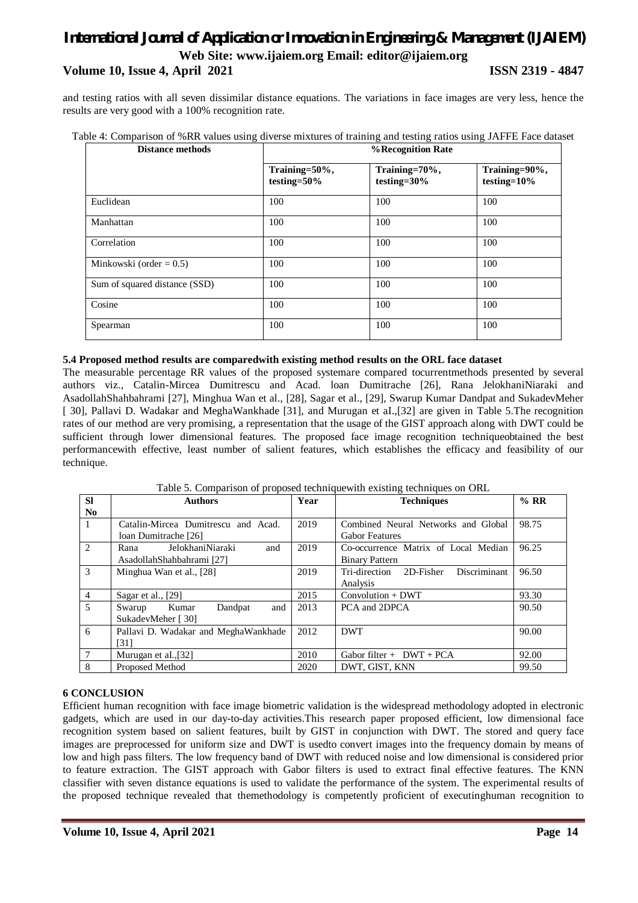and testing ratios with all seven dissimilar distance equations. The variations in face images are very less, hence the results are very good with a 100% recognition rate.

Table 4: Comparison of %RR values using diverse mixtures of training and testing ratios using JAFFE Face dataset

| Distance methods | %Recognition Rate | | |
|---|---|---|---|
| | Training=50%, testing=50% | Training=70%, testing=30% | Training=90%, testing=10% |
| Euclidean | 100 | 100 | 100 |
| Manhattan | 100 | 100 | 100 |
| Correlation | 100 | 100 | 100 |
| Minkowski (order = 0.5) | 100 | 100 | 100 |
| Sum of squared distance (SSD) | 100 | 100 | 100 |
| Cosine | 100 | 100 | 100 |
| Spearman | 100 | 100 | 100 |

**5.4 Proposed method results are comparedwith existing method results on the ORL face dataset**

The measurable percentage RR values of the proposed systemare compared tocurrentmethods presented by several authors viz., Catalin-Mircea Dumitrescu and Acad. loan Dumitrache [26], Rana JelokhaniNiaraki and AsadollahShahbahrami [27], Minghua Wan et al., [28], Sagar et al., [29], Swarup Kumar Dandpat and SukadevMeher [ 30], Pallavi D. Wadakar and MeghaWankhade [31], and Murugan et aI.,[32] are given in Table 5.The recognition rates of our method are very promising, a representation that the usage of the GIST approach along with DWT could be sufficient through lower dimensional features. The proposed face image recognition techniqueobtained the best performancewith effective, least number of salient features, which establishes the efficacy and feasibility of our technique.

Table 5. Comparison of proposed techniquewith existing techniques on ORL

| Sl No | Authors | Year | Techniques | % RR |
|---|---|---|---|---|
| 1 | Catalin-Mircea Dumitrescu and Acad. loan Dumitrache [26] | 2019 | Combined Neural Networks and Global Gabor Features | 98.75 |
| 2 | Rana JelokhaniNiaraki and AsadollahShahbahrami [27] | 2019 | Co-occurrence Matrix of Local Median Binary Pattern | 96.25 |
| 3 | Minghua Wan et al., [28] | 2019 | Tri-direction 2D-Fisher Discriminant Analysis | 96.50 |
| 4 | Sagar et al., [29] | 2015 | Convolution + DWT | 93.30 |
| 5 | Swarup Kumar Dandpat and SukadevMeher [ 30] | 2013 | PCA and 2DPCA | 90.50 |
| 6 | Pallavi D. Wadakar and MeghaWankhade [31] | 2012 | DWT | 90.00 |
| 7 | Murugan et aI.,[32] | 2010 | Gabor filter + DWT + PCA | 92.00 |
| 8 | Proposed Method | 2020 | DWT, GIST, KNN | 99.50 |

## 6 CONCLUSION

Efficient human recognition with face image biometric validation is the widespread methodology adopted in electronic gadgets, which are used in our day-to-day activities.This research paper proposed efficient, low dimensional face recognition system based on salient features, built by GIST in conjunction with DWT. The stored and query face images are preprocessed for uniform size and DWT is usedto convert images into the frequency domain by means of low and high pass filters. The low frequency band of DWT with reduced noise and low dimensional is considered prior to feature extraction. The GIST approach with Gabor filters is used to extract final effective features. The KNN classifier with seven distance equations is used to validate the performance of the system. The experimental results of the proposed technique revealed that themethodology is competently proficient of executinghuman recognition to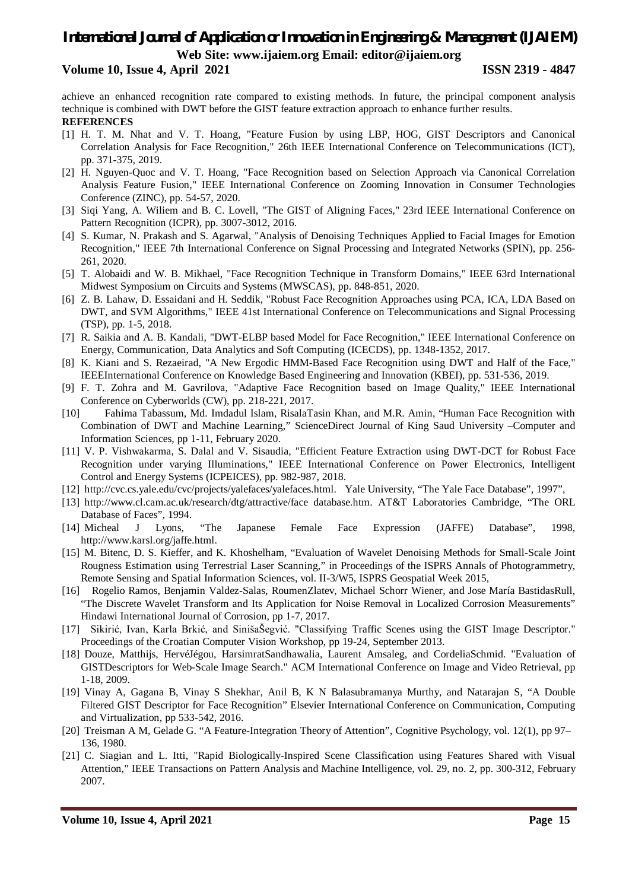achieve an enhanced recognition rate compared to existing methods. In future, the principal component analysis technique is combined with DWT before the GIST feature extraction approach to enhance further results.

**REFERENCES**

[1] H. T. M. Nhat and V. T. Hoang, "Feature Fusion by using LBP, HOG, GIST Descriptors and Canonical Correlation Analysis for Face Recognition," 26th IEEE International Conference on Telecommunications (ICT), pp. 371-375, 2019.

[2] H. Nguyen-Quoc and V. T. Hoang, "Face Recognition based on Selection Approach via Canonical Correlation Analysis Feature Fusion," IEEE International Conference on Zooming Innovation in Consumer Technologies Conference (ZINC), pp. 54-57, 2020.

[3] Siqi Yang, A. Wiliem and B. C. Lovell, "The GIST of Aligning Faces," 23rd IEEE International Conference on Pattern Recognition (ICPR), pp. 3007-3012, 2016.

[4] S. Kumar, N. Prakash and S. Agarwal, "Analysis of Denoising Techniques Applied to Facial Images for Emotion Recognition," IEEE 7th International Conference on Signal Processing and Integrated Networks (SPIN), pp. 256-261, 2020.

[5] T. Alobaidi and W. B. Mikhael, "Face Recognition Technique in Transform Domains," IEEE 63rd International Midwest Symposium on Circuits and Systems (MWSCAS), pp. 848-851, 2020.

[6] Z. B. Lahaw, D. Essaidani and H. Seddik, "Robust Face Recognition Approaches using PCA, ICA, LDA Based on DWT, and SVM Algorithms," IEEE 41st International Conference on Telecommunications and Signal Processing (TSP), pp. 1-5, 2018.

[7] R. Saikia and A. B. Kandali, "DWT-ELBP based Model for Face Recognition," IEEE International Conference on Energy, Communication, Data Analytics and Soft Computing (ICECDS), pp. 1348-1352, 2017.

[8] K. Kiani and S. Rezaeirad, "A New Ergodic HMM-Based Face Recognition using DWT and Half of the Face," IEEEInternational Conference on Knowledge Based Engineering and Innovation (KBEI), pp. 531-536, 2019.

[9] F. T. Zohra and M. Gavrilova, "Adaptive Face Recognition based on Image Quality," IEEE International Conference on Cyberworlds (CW), pp. 218-221, 2017.

[10] Fahima Tabassum, Md. Imdadul Islam, RisalaTasin Khan, and M.R. Amin, "Human Face Recognition with Combination of DWT and Machine Learning," ScienceDirect Journal of King Saud University –Computer and Information Sciences, pp 1-11, February 2020.

[11] V. P. Vishwakarma, S. Dalal and V. Sisaudia, "Efficient Feature Extraction using DWT-DCT for Robust Face Recognition under varying Illuminations," IEEE International Conference on Power Electronics, Intelligent Control and Energy Systems (ICPEICES), pp. 982-987, 2018.

[12] http://cvc.cs.yale.edu/cvc/projects/yalefaces/yalefaces.html. Yale University, "The Yale Face Database", 1997",

[13] http://www.cl.cam.ac.uk/research/dtg/attractive/face database.htm. AT&T Laboratories Cambridge, "The ORL Database of Faces", 1994.

[14] Micheal J Lyons, "The Japanese Female Face Expression (JAFFE) Database", 1998, http://www.karsl.org/jaffe.html.

[15] M. Bitenc, D. S. Kieffer, and K. Khoshelham, "Evaluation of Wavelet Denoising Methods for Small-Scale Joint Rougness Estimation using Terrestrial Laser Scanning," in Proceedings of the ISPRS Annals of Photogrammetry, Remote Sensing and Spatial Information Sciences, vol. II-3/W5, ISPRS Geospatial Week 2015,

[16] Rogelio Ramos, Benjamin Valdez-Salas, RoumenZlatev, Michael Schorr Wiener, and Jose María BastidasRull, "The Discrete Wavelet Transform and Its Application for Noise Removal in Localized Corrosion Measurements" Hindawi International Journal of Corrosion, pp 1-7, 2017.

[17] Sikirić, Ivan, Karla Brkić, and SinišaŠegvić. "Classifying Traffic Scenes using the GIST Image Descriptor." Proceedings of the Croatian Computer Vision Workshop, pp 19-24, September 2013.

[18] Douze, Matthijs, HervéJégou, HarsimratSandhawalia, Laurent Amsaleg, and CordeliaSchmid. "Evaluation of GISTDescriptors for Web-Scale Image Search." ACM International Conference on Image and Video Retrieval, pp 1-18, 2009.

[19] Vinay A, Gagana B, Vinay S Shekhar, Anil B, K N Balasubramanya Murthy, and Natarajan S, "A Double Filtered GIST Descriptor for Face Recognition" Elsevier International Conference on Communication, Computing and Virtualization, pp 533-542, 2016.

[20] Treisman A M, Gelade G. "A Feature-Integration Theory of Attention", Cognitive Psychology, vol. 12(1), pp 97–136, 1980.

[21] C. Siagian and L. Itti, "Rapid Biologically-Inspired Scene Classification using Features Shared with Visual Attention," IEEE Transactions on Pattern Analysis and Machine Intelligence, vol. 29, no. 2, pp. 300-312, February 2007.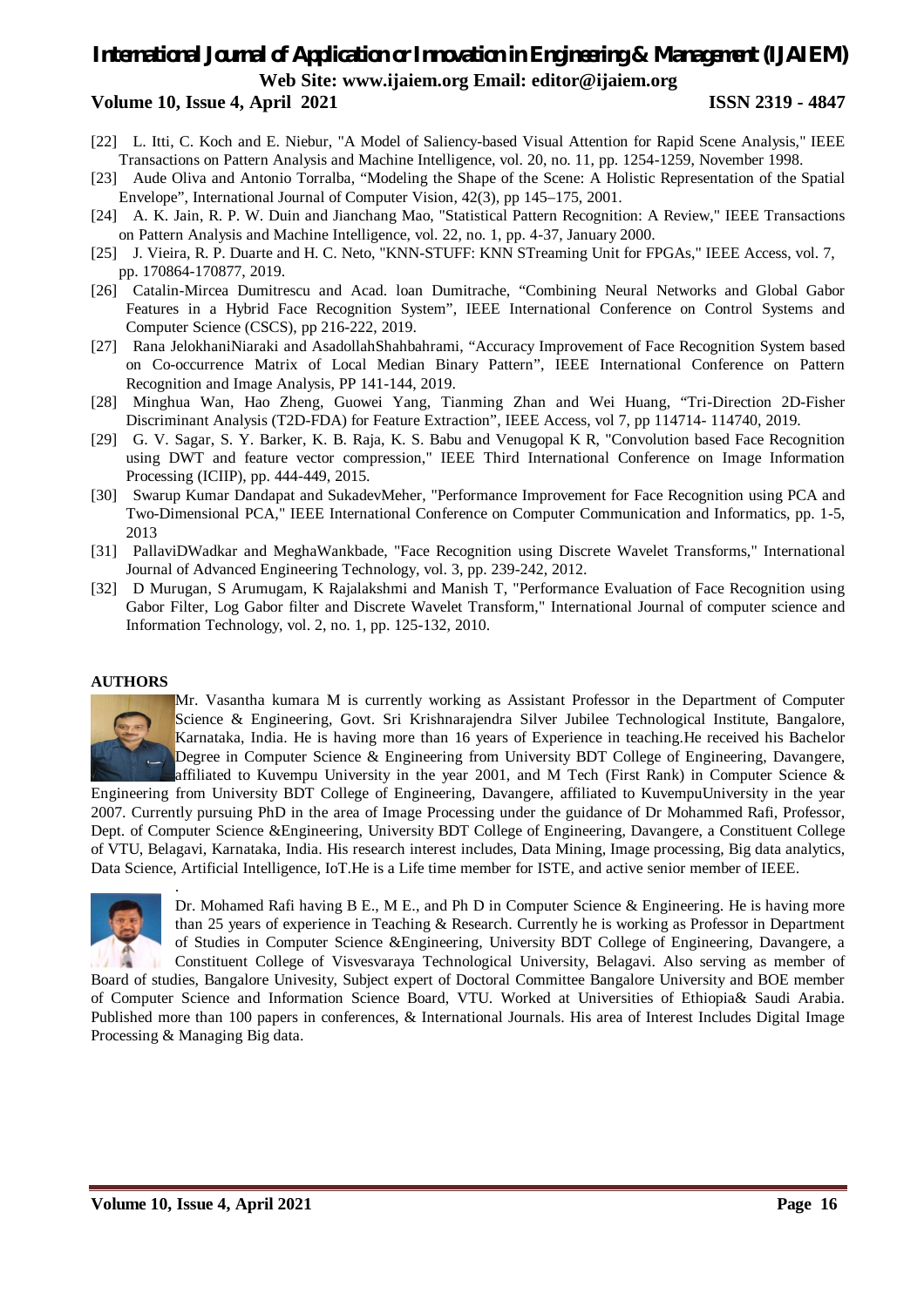[22] L. Itti, C. Koch and E. Niebur, "A Model of Saliency-based Visual Attention for Rapid Scene Analysis," IEEE Transactions on Pattern Analysis and Machine Intelligence, vol. 20, no. 11, pp. 1254-1259, November 1998.

[23] Aude Oliva and Antonio Torralba, "Modeling the Shape of the Scene: A Holistic Representation of the Spatial Envelope", International Journal of Computer Vision, 42(3), pp 145–175, 2001.

[24] A. K. Jain, R. P. W. Duin and Jianchang Mao, "Statistical Pattern Recognition: A Review," IEEE Transactions on Pattern Analysis and Machine Intelligence, vol. 22, no. 1, pp. 4-37, January 2000.

[25] J. Vieira, R. P. Duarte and H. C. Neto, "KNN-STUFF: KNN STreaming Unit for FPGAs," IEEE Access, vol. 7, pp. 170864-170877, 2019.

[26] Catalin-Mircea Dumitrescu and Acad. loan Dumitrache, "Combining Neural Networks and Global Gabor Features in a Hybrid Face Recognition System", IEEE International Conference on Control Systems and Computer Science (CSCS), pp 216-222, 2019.

[27] Rana JelokhaniNiaraki and AsadollahShahbahrami, "Accuracy Improvement of Face Recognition System based on Co-occurrence Matrix of Local Median Binary Pattern", IEEE International Conference on Pattern Recognition and Image Analysis, PP 141-144, 2019.

[28] Minghua Wan, Hao Zheng, Guowei Yang, Tianming Zhan and Wei Huang, "Tri-Direction 2D-Fisher Discriminant Analysis (T2D-FDA) for Feature Extraction", IEEE Access, vol 7, pp 114714- 114740, 2019.

[29] G. V. Sagar, S. Y. Barker, K. B. Raja, K. S. Babu and Venugopal K R, "Convolution based Face Recognition using DWT and feature vector compression," IEEE Third International Conference on Image Information Processing (ICIIP), pp. 444-449, 2015.

[30] Swarup Kumar Dandapat and SukadevMeher, "Performance Improvement for Face Recognition using PCA and Two-Dimensional PCA," IEEE International Conference on Computer Communication and Informatics, pp. 1-5, 2013

[31] PallaviDWadkar and MeghaWankbade, "Face Recognition using Discrete Wavelet Transforms," International Journal of Advanced Engineering Technology, vol. 3, pp. 239-242, 2012.

[32] D Murugan, S Arumugam, K Rajalakshmi and Manish T, "Performance Evaluation of Face Recognition using Gabor Filter, Log Gabor filter and Discrete Wavelet Transform," International Journal of computer science and Information Technology, vol. 2, no. 1, pp. 125-132, 2010.

## AUTHORS

Mr. Vasantha kumara M is currently working as Assistant Professor in the Department of Computer Science & Engineering, Govt. Sri Krishnarajendra Silver Jubilee Technological Institute, Bangalore, Karnataka, India. He is having more than 16 years of Experience in teaching.He received his Bachelor Degree in Computer Science & Engineering from University BDT College of Engineering, Davangere, affiliated to Kuvempu University in the year 2001, and M Tech (First Rank) in Computer Science & Engineering from University BDT College of Engineering, Davangere, affiliated to KuvempuUniversity in the year 2007. Currently pursuing PhD in the area of Image Processing under the guidance of Dr Mohammed Rafi, Professor, Dept. of Computer Science &Engineering, University BDT College of Engineering, Davangere, a Constituent College of VTU, Belagavi, Karnataka, India. His research interest includes, Data Mining, Image processing, Big data analytics, Data Science, Artificial Intelligence, IoT.He is a Life time member for ISTE, and active senior member of IEEE.

Dr. Mohamed Rafi having B E., M E., and Ph D in Computer Science & Engineering. He is having more than 25 years of experience in Teaching & Research. Currently he is working as Professor in Department of Studies in Computer Science &Engineering, University BDT College of Engineering, Davangere, a Constituent College of Visvesvaraya Technological University, Belagavi. Also serving as member of Board of studies, Bangalore Univesity, Subject expert of Doctoral Committee Bangalore University and BOE member of Computer Science and Information Science Board, VTU. Worked at Universities of Ethiopia& Saudi Arabia. Published more than 100 papers in conferences, & International Journals. His area of Interest Includes Digital Image Processing & Managing Big data.